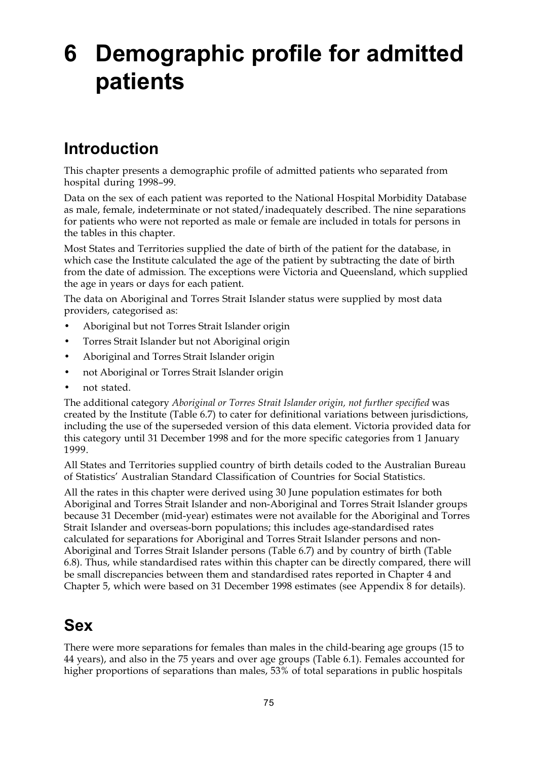# 6 Demographic profile for admitted patients

## Introduction

This chapter presents a demographic profile of admitted patients who separated from hospital during 1998–99.

Data on the sex of each patient was reported to the National Hospital Morbidity Database as male, female, indeterminate or not stated/inadequately described. The nine separations for patients who were not reported as male or female are included in totals for persons in the tables in this chapter.

Most States and Territories supplied the date of birth of the patient for the database, in which case the Institute calculated the age of the patient by subtracting the date of birth from the date of admission. The exceptions were Victoria and Queensland, which supplied the age in years or days for each patient.

The data on Aboriginal and Torres Strait Islander status were supplied by most data providers, categorised as:

- Aboriginal but not Torres Strait Islander origin
- Torres Strait Islander but not Aboriginal origin
- Aboriginal and Torres Strait Islander origin
- not Aboriginal or Torres Strait Islander origin
- not stated.

The additional category *Aboriginal or Torres Strait Islander origin, not further specified* was created by the Institute (Table 6.7) to cater for definitional variations between jurisdictions, including the use of the superseded version of this data element. Victoria provided data for this category until 31 December 1998 and for the more specific categories from 1 January 1999.

All States and Territories supplied country of birth details coded to the Australian Bureau of Statistics' Australian Standard Classification of Countries for Social Statistics.

All the rates in this chapter were derived using 30 June population estimates for both Aboriginal and Torres Strait Islander and non-Aboriginal and Torres Strait Islander groups because 31 December (mid-year) estimates were not available for the Aboriginal and Torres Strait Islander and overseas-born populations; this includes age-standardised rates calculated for separations for Aboriginal and Torres Strait Islander persons and non-Aboriginal and Torres Strait Islander persons (Table 6.7) and by country of birth (Table 6.8). Thus, while standardised rates within this chapter can be directly compared, there will be small discrepancies between them and standardised rates reported in Chapter 4 and Chapter 5, which were based on 31 December 1998 estimates (see Appendix 8 for details).

## Sex

There were more separations for females than males in the child-bearing age groups (15 to 44 years), and also in the 75 years and over age groups (Table 6.1). Females accounted for higher proportions of separations than males, 53% of total separations in public hospitals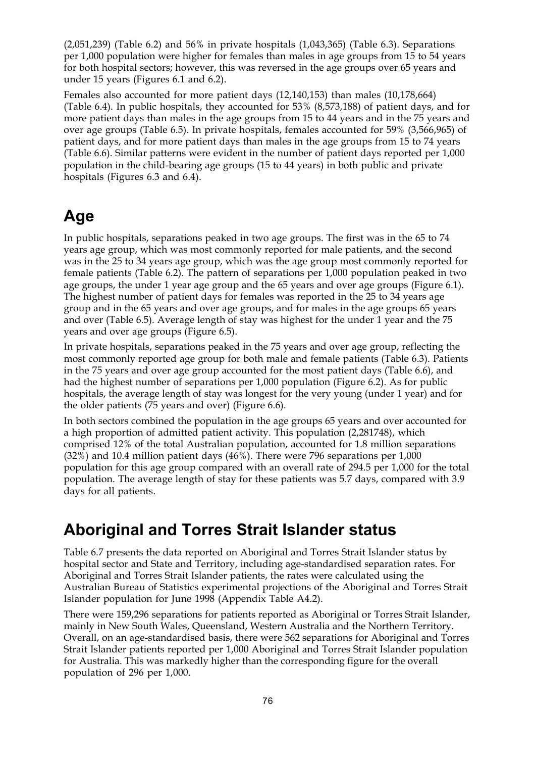(2,051,239) (Table 6.2) and 56% in private hospitals (1,043,365) (Table 6.3). Separations per 1,000 population were higher for females than males in age groups from 15 to 54 years for both hospital sectors; however, this was reversed in the age groups over 65 years and under 15 years (Figures 6.1 and 6.2).

Females also accounted for more patient days (12,140,153) than males (10,178,664) (Table 6.4). In public hospitals, they accounted for 53% (8,573,188) of patient days, and for more patient days than males in the age groups from 15 to 44 years and in the 75 years and over age groups (Table 6.5). In private hospitals, females accounted for 59% (3,566,965) of patient days, and for more patient days than males in the age groups from 15 to 74 years (Table 6.6). Similar patterns were evident in the number of patient days reported per 1,000 population in the child-bearing age groups (15 to 44 years) in both public and private hospitals (Figures 6.3 and 6.4).

## Age

In public hospitals, separations peaked in two age groups. The first was in the 65 to 74 years age group, which was most commonly reported for male patients, and the second was in the 25 to 34 years age group, which was the age group most commonly reported for female patients (Table 6.2). The pattern of separations per 1,000 population peaked in two age groups, the under 1 year age group and the 65 years and over age groups (Figure 6.1). The highest number of patient days for females was reported in the 25 to 34 years age group and in the 65 years and over age groups, and for males in the age groups 65 years and over (Table 6.5). Average length of stay was highest for the under 1 year and the 75 years and over age groups (Figure 6.5).

In private hospitals, separations peaked in the 75 years and over age group, reflecting the most commonly reported age group for both male and female patients (Table 6.3). Patients in the 75 years and over age group accounted for the most patient days (Table 6.6), and had the highest number of separations per 1,000 population (Figure 6.2). As for public hospitals, the average length of stay was longest for the very young (under 1 year) and for the older patients (75 years and over) (Figure 6.6).

In both sectors combined the population in the age groups 65 years and over accounted for a high proportion of admitted patient activity. This population (2,281748), which comprised 12% of the total Australian population, accounted for 1.8 million separations (32%) and 10.4 million patient days (46%). There were 796 separations per 1,000 population for this age group compared with an overall rate of 294.5 per 1,000 for the total population. The average length of stay for these patients was 5.7 days, compared with 3.9 days for all patients.

## Aboriginal and Torres Strait Islander status

Table 6.7 presents the data reported on Aboriginal and Torres Strait Islander status by hospital sector and State and Territory, including age-standardised separation rates. For Aboriginal and Torres Strait Islander patients, the rates were calculated using the Australian Bureau of Statistics experimental projections of the Aboriginal and Torres Strait Islander population for June 1998 (Appendix Table A4.2).

There were 159,296 separations for patients reported as Aboriginal or Torres Strait Islander, mainly in New South Wales, Queensland, Western Australia and the Northern Territory. Overall, on an age-standardised basis, there were 562 separations for Aboriginal and Torres Strait Islander patients reported per 1,000 Aboriginal and Torres Strait Islander population for Australia. This was markedly higher than the corresponding figure for the overall population of 296 per 1,000.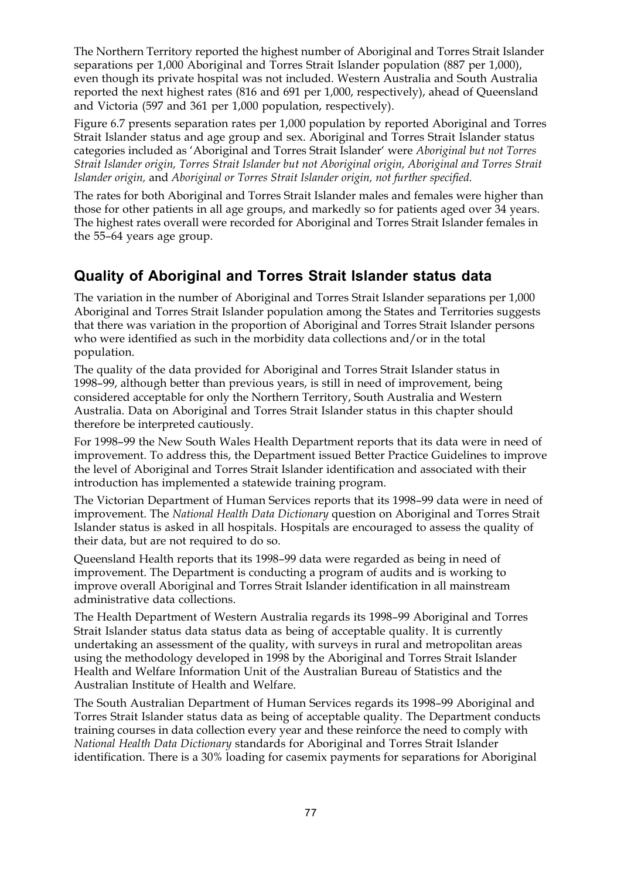The Northern Territory reported the highest number of Aboriginal and Torres Strait Islander separations per 1,000 Aboriginal and Torres Strait Islander population (887 per 1,000), even though its private hospital was not included. Western Australia and South Australia reported the next highest rates (816 and 691 per 1,000, respectively), ahead of Queensland and Victoria (597 and 361 per 1,000 population, respectively).

Figure 6.7 presents separation rates per 1,000 population by reported Aboriginal and Torres Strait Islander status and age group and sex. Aboriginal and Torres Strait Islander status categories included as 'Aboriginal and Torres Strait Islander' were *Aboriginal but not Torres Strait Islander origin, Torres Strait Islander but not Aboriginal origin, Aboriginal and Torres Strait Islander origin,* and *Aboriginal or Torres Strait Islander origin, not further specified.*

The rates for both Aboriginal and Torres Strait Islander males and females were higher than those for other patients in all age groups, and markedly so for patients aged over 34 years. The highest rates overall were recorded for Aboriginal and Torres Strait Islander females in the 55–64 years age group.

## Quality of Aboriginal and Torres Strait Islander status data

The variation in the number of Aboriginal and Torres Strait Islander separations per 1,000 Aboriginal and Torres Strait Islander population among the States and Territories suggests that there was variation in the proportion of Aboriginal and Torres Strait Islander persons who were identified as such in the morbidity data collections and/or in the total population.

The quality of the data provided for Aboriginal and Torres Strait Islander status in 1998–99, although better than previous years, is still in need of improvement, being considered acceptable for only the Northern Territory, South Australia and Western Australia. Data on Aboriginal and Torres Strait Islander status in this chapter should therefore be interpreted cautiously.

For 1998–99 the New South Wales Health Department reports that its data were in need of improvement. To address this, the Department issued Better Practice Guidelines to improve the level of Aboriginal and Torres Strait Islander identification and associated with their introduction has implemented a statewide training program.

The Victorian Department of Human Services reports that its 1998–99 data were in need of improvement. The *National Health Data Dictionary* question on Aboriginal and Torres Strait Islander status is asked in all hospitals. Hospitals are encouraged to assess the quality of their data, but are not required to do so.

Queensland Health reports that its 1998–99 data were regarded as being in need of improvement. The Department is conducting a program of audits and is working to improve overall Aboriginal and Torres Strait Islander identification in all mainstream administrative data collections.

The Health Department of Western Australia regards its 1998–99 Aboriginal and Torres Strait Islander status data status data as being of acceptable quality. It is currently undertaking an assessment of the quality, with surveys in rural and metropolitan areas using the methodology developed in 1998 by the Aboriginal and Torres Strait Islander Health and Welfare Information Unit of the Australian Bureau of Statistics and the Australian Institute of Health and Welfare.

The South Australian Department of Human Services regards its 1998–99 Aboriginal and Torres Strait Islander status data as being of acceptable quality. The Department conducts training courses in data collection every year and these reinforce the need to comply with *National Health Data Dictionary* standards for Aboriginal and Torres Strait Islander identification. There is a 30% loading for casemix payments for separations for Aboriginal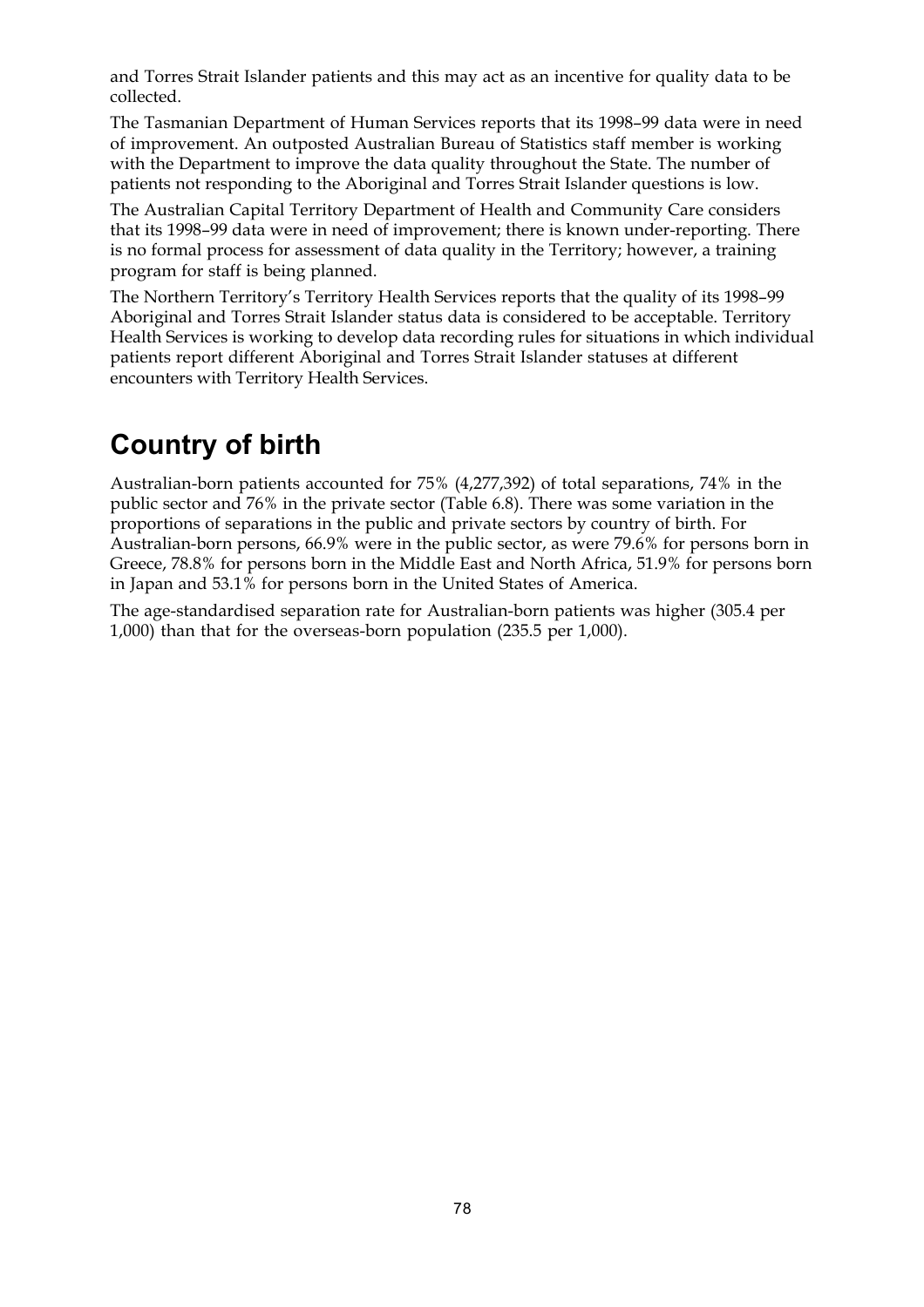and Torres Strait Islander patients and this may act as an incentive for quality data to be collected.

The Tasmanian Department of Human Services reports that its 1998–99 data were in need of improvement. An outposted Australian Bureau of Statistics staff member is working with the Department to improve the data quality throughout the State. The number of patients not responding to the Aboriginal and Torres Strait Islander questions is low.

The Australian Capital Territory Department of Health and Community Care considers that its 1998–99 data were in need of improvement; there is known under-reporting. There is no formal process for assessment of data quality in the Territory; however, a training program for staff is being planned.

The Northern Territory's Territory Health Services reports that the quality of its 1998–99 Aboriginal and Torres Strait Islander status data is considered to be acceptable. Territory Health Services is working to develop data recording rules for situations in which individual patients report different Aboriginal and Torres Strait Islander statuses at different encounters with Territory Health Services.

## Country of birth

Australian-born patients accounted for 75% (4,277,392) of total separations, 74% in the public sector and 76% in the private sector (Table 6.8). There was some variation in the proportions of separations in the public and private sectors by country of birth. For Australian-born persons, 66.9% were in the public sector, as were 79.6% for persons born in Greece, 78.8% for persons born in the Middle East and North Africa, 51.9% for persons born in Japan and 53.1% for persons born in the United States of America.

The age-standardised separation rate for Australian-born patients was higher (305.4 per 1,000) than that for the overseas-born population (235.5 per 1,000).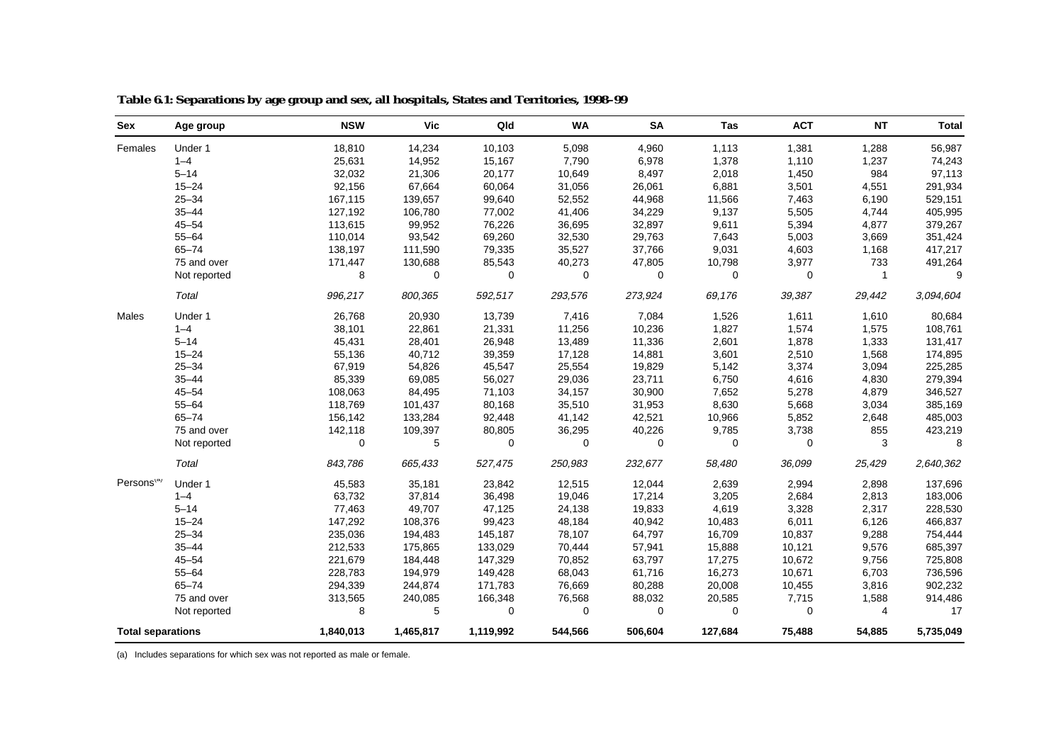**Table 6.1: Separations by age group and sex, all hospitals, States and Territories, 1998–99**

| Sex | Age group | NSW | Vic | Qld | WA | SA | Tas | ACT | NT | Total |
|---|---|---|---|---|---|---|---|---|---|---|
| Females | Under 1 | 18,810 | 14,234 | 10,103 | 5,098 | 4,960 | 1,113 | 1,381 | 1,288 | 56,987 |
| | 1–4 | 25,631 | 14,952 | 15,167 | 7,790 | 6,978 | 1,378 | 1,110 | 1,237 | 74,243 |
| | 5–14 | 32,032 | 21,306 | 20,177 | 10,649 | 8,497 | 2,018 | 1,450 | 984 | 97,113 |
| | 15–24 | 92,156 | 67,664 | 60,064 | 31,056 | 26,061 | 6,881 | 3,501 | 4,551 | 291,934 |
| | 25–34 | 167,115 | 139,657 | 99,640 | 52,552 | 44,968 | 11,566 | 7,463 | 6,190 | 529,151 |
| | 35–44 | 127,192 | 106,780 | 77,002 | 41,406 | 34,229 | 9,137 | 5,505 | 4,744 | 405,995 |
| | 45–54 | 113,615 | 99,952 | 76,226 | 36,695 | 32,897 | 9,611 | 5,394 | 4,877 | 379,267 |
| | 55–64 | 110,014 | 93,542 | 69,260 | 32,530 | 29,763 | 7,643 | 5,003 | 3,669 | 351,424 |
| | 65–74 | 138,197 | 111,590 | 79,335 | 35,527 | 37,766 | 9,031 | 4,603 | 1,168 | 417,217 |
| | 75 and over | 171,447 | 130,688 | 85,543 | 40,273 | 47,805 | 10,798 | 3,977 | 733 | 491,264 |
| | Not reported | 8 | 0 | 0 | 0 | 0 | 0 | 0 | 1 | 9 |
| | *Total* | *996,217* | *800,365* | *592,517* | *293,576* | *273,924* | *69,176* | *39,387* | *29,442* | *3,094,604* |
| Males | Under 1 | 26,768 | 20,930 | 13,739 | 7,416 | 7,084 | 1,526 | 1,611 | 1,610 | 80,684 |
| | 1–4 | 38,101 | 22,861 | 21,331 | 11,256 | 10,236 | 1,827 | 1,574 | 1,575 | 108,761 |
| | 5–14 | 45,431 | 28,401 | 26,948 | 13,489 | 11,336 | 2,601 | 1,878 | 1,333 | 131,417 |
| | 15–24 | 55,136 | 40,712 | 39,359 | 17,128 | 14,881 | 3,601 | 2,510 | 1,568 | 174,895 |
| | 25–34 | 67,919 | 54,826 | 45,547 | 25,554 | 19,829 | 5,142 | 3,374 | 3,094 | 225,285 |
| | 35–44 | 85,339 | 69,085 | 56,027 | 29,036 | 23,711 | 6,750 | 4,616 | 4,830 | 279,394 |
| | 45–54 | 108,063 | 84,495 | 71,103 | 34,157 | 30,900 | 7,652 | 5,278 | 4,879 | 346,527 |
| | 55–64 | 118,769 | 101,437 | 80,168 | 35,510 | 31,953 | 8,630 | 5,668 | 3,034 | 385,169 |
| | 65–74 | 156,142 | 133,284 | 92,448 | 41,142 | 42,521 | 10,966 | 5,852 | 2,648 | 485,003 |
| | 75 and over | 142,118 | 109,397 | 80,805 | 36,295 | 40,226 | 9,785 | 3,738 | 855 | 423,219 |
| | Not reported | 0 | 5 | 0 | 0 | 0 | 0 | 0 | 3 | 8 |
| | *Total* | *843,786* | *665,433* | *527,475* | *250,983* | *232,677* | *58,480* | *36,099* | *25,429* | *2,640,362* |
| Persons[(a)] | Under 1 | 45,583 | 35,181 | 23,842 | 12,515 | 12,044 | 2,639 | 2,994 | 2,898 | 137,696 |
| | 1–4 | 63,732 | 37,814 | 36,498 | 19,046 | 17,214 | 3,205 | 2,684 | 2,813 | 183,006 |
| | 5–14 | 77,463 | 49,707 | 47,125 | 24,138 | 19,833 | 4,619 | 3,328 | 2,317 | 228,530 |
| | 15–24 | 147,292 | 108,376 | 99,423 | 48,184 | 40,942 | 10,483 | 6,011 | 6,126 | 466,837 |
| | 25–34 | 235,036 | 194,483 | 145,187 | 78,107 | 64,797 | 16,709 | 10,837 | 9,288 | 754,444 |
| | 35–44 | 212,533 | 175,865 | 133,029 | 70,444 | 57,941 | 15,888 | 10,121 | 9,576 | 685,397 |
| | 45–54 | 221,679 | 184,448 | 147,329 | 70,852 | 63,797 | 17,275 | 10,672 | 9,756 | 725,808 |
| | 55–64 | 228,783 | 194,979 | 149,428 | 68,043 | 61,716 | 16,273 | 10,671 | 6,703 | 736,596 |
| | 65–74 | 294,339 | 244,874 | 171,783 | 76,669 | 80,288 | 20,008 | 10,455 | 3,816 | 902,232 |
| | 75 and over | 313,565 | 240,085 | 166,348 | 76,568 | 88,032 | 20,585 | 7,715 | 1,588 | 914,486 |
| | Not reported | 8 | 5 | 0 | 0 | 0 | 0 | 0 | 4 | 17 |
| **Total separations** | | **1,840,013** | **1,465,817** | **1,119,992** | **544,566** | **506,604** | **127,684** | **75,488** | **54,885** | **5,735,049** |

(a) Includes separations for which sex was not reported as male or female.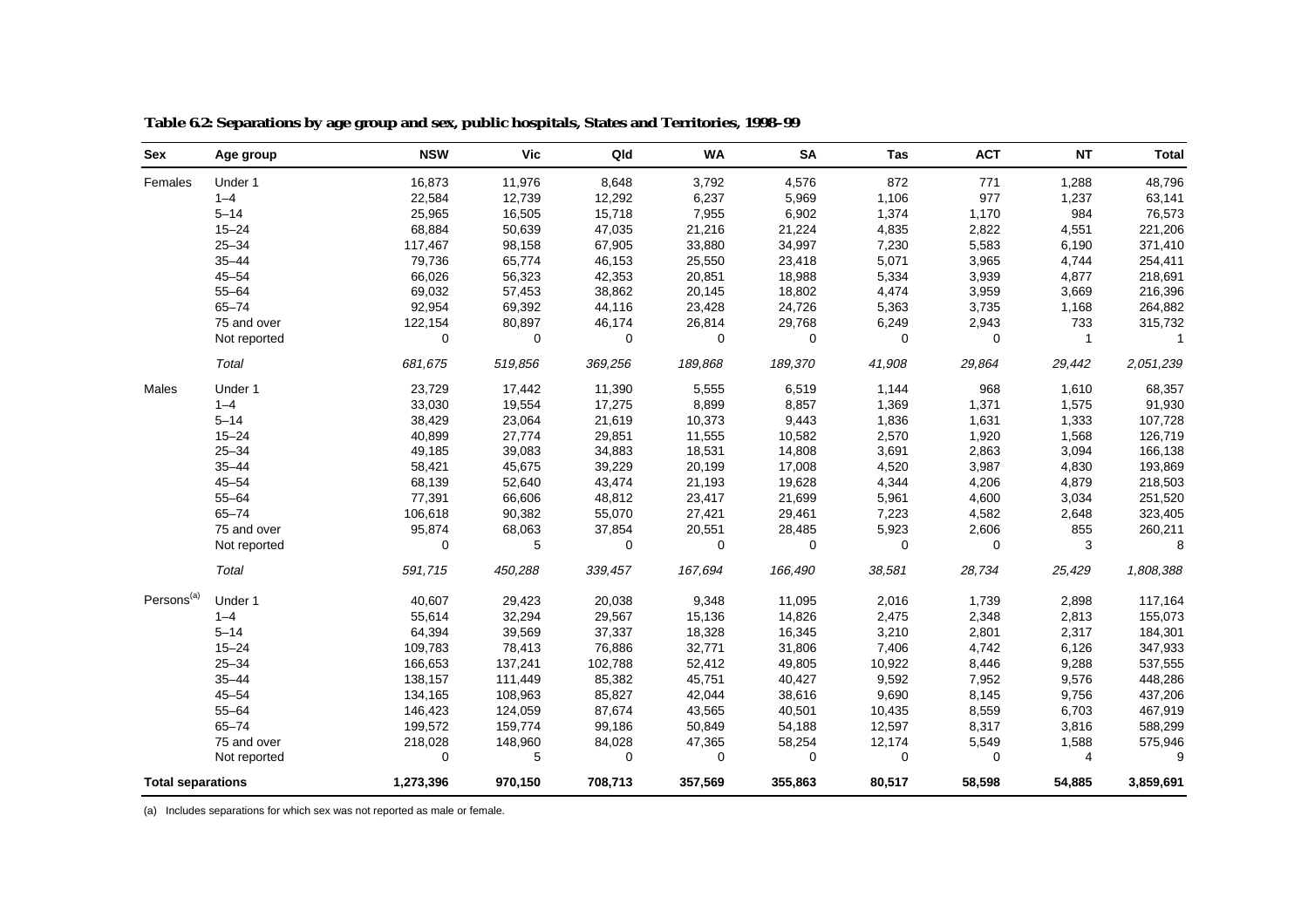**Table 6.2: Separations by age group and sex, public hospitals, States and Territories, 1998–99**

| Sex | Age group | NSW | Vic | Qld | WA | SA | Tas | ACT | NT | Total |
|---|---|---|---|---|---|---|---|---|---|---|
| Females | Under 1 | 16,873 | 11,976 | 8,648 | 3,792 | 4,576 | 872 | 771 | 1,288 | 48,796 |
| | 1–4 | 22,584 | 12,739 | 12,292 | 6,237 | 5,969 | 1,106 | 977 | 1,237 | 63,141 |
| | 5–14 | 25,965 | 16,505 | 15,718 | 7,955 | 6,902 | 1,374 | 1,170 | 984 | 76,573 |
| | 15–24 | 68,884 | 50,639 | 47,035 | 21,216 | 21,224 | 4,835 | 2,822 | 4,551 | 221,206 |
| | 25–34 | 117,467 | 98,158 | 67,905 | 33,880 | 34,997 | 7,230 | 5,583 | 6,190 | 371,410 |
| | 35–44 | 79,736 | 65,774 | 46,153 | 25,550 | 23,418 | 5,071 | 3,965 | 4,744 | 254,411 |
| | 45–54 | 66,026 | 56,323 | 42,353 | 20,851 | 18,988 | 5,334 | 3,939 | 4,877 | 218,691 |
| | 55–64 | 69,032 | 57,453 | 38,862 | 20,145 | 18,802 | 4,474 | 3,959 | 3,669 | 216,396 |
| | 65–74 | 92,954 | 69,392 | 44,116 | 23,428 | 24,726 | 5,363 | 3,735 | 1,168 | 264,882 |
| | 75 and over | 122,154 | 80,897 | 46,174 | 26,814 | 29,768 | 6,249 | 2,943 | 733 | 315,732 |
| | Not reported | 0 | 0 | 0 | 0 | 0 | 0 | 0 | 1 | 1 |
| | *Total* | *681,675* | *519,856* | *369,256* | *189,868* | *189,370* | *41,908* | *29,864* | *29,442* | *2,051,239* |
| Males | Under 1 | 23,729 | 17,442 | 11,390 | 5,555 | 6,519 | 1,144 | 968 | 1,610 | 68,357 |
| | 1–4 | 33,030 | 19,554 | 17,275 | 8,899 | 8,857 | 1,369 | 1,371 | 1,575 | 91,930 |
| | 5–14 | 38,429 | 23,064 | 21,619 | 10,373 | 9,443 | 1,836 | 1,631 | 1,333 | 107,728 |
| | 15–24 | 40,899 | 27,774 | 29,851 | 11,555 | 10,582 | 2,570 | 1,920 | 1,568 | 126,719 |
| | 25–34 | 49,185 | 39,083 | 34,883 | 18,531 | 14,808 | 3,691 | 2,863 | 3,094 | 166,138 |
| | 35–44 | 58,421 | 45,675 | 39,229 | 20,199 | 17,008 | 4,520 | 3,987 | 4,830 | 193,869 |
| | 45–54 | 68,139 | 52,640 | 43,474 | 21,193 | 19,628 | 4,344 | 4,206 | 4,879 | 218,503 |
| | 55–64 | 77,391 | 66,606 | 48,812 | 23,417 | 21,699 | 5,961 | 4,600 | 3,034 | 251,520 |
| | 65–74 | 106,618 | 90,382 | 55,070 | 27,421 | 29,461 | 7,223 | 4,582 | 2,648 | 323,405 |
| | 75 and over | 95,874 | 68,063 | 37,854 | 20,551 | 28,485 | 5,923 | 2,606 | 855 | 260,211 |
| | Not reported | 0 | 5 | 0 | 0 | 0 | 0 | 0 | 3 | 8 |
| | *Total* | *591,715* | *450,288* | *339,457* | *167,694* | *166,490* | *38,581* | *28,734* | *25,429* | *1,808,388* |
| Persons[(a)] | Under 1 | 40,607 | 29,423 | 20,038 | 9,348 | 11,095 | 2,016 | 1,739 | 2,898 | 117,164 |
| | 1–4 | 55,614 | 32,294 | 29,567 | 15,136 | 14,826 | 2,475 | 2,348 | 2,813 | 155,073 |
| | 5–14 | 64,394 | 39,569 | 37,337 | 18,328 | 16,345 | 3,210 | 2,801 | 2,317 | 184,301 |
| | 15–24 | 109,783 | 78,413 | 76,886 | 32,771 | 31,806 | 7,406 | 4,742 | 6,126 | 347,933 |
| | 25–34 | 166,653 | 137,241 | 102,788 | 52,412 | 49,805 | 10,922 | 8,446 | 9,288 | 537,555 |
| | 35–44 | 138,157 | 111,449 | 85,382 | 45,751 | 40,427 | 9,592 | 7,952 | 9,576 | 448,286 |
| | 45–54 | 134,165 | 108,963 | 85,827 | 42,044 | 38,616 | 9,690 | 8,145 | 9,756 | 437,206 |
| | 55–64 | 146,423 | 124,059 | 87,674 | 43,565 | 40,501 | 10,435 | 8,559 | 6,703 | 467,919 |
| | 65–74 | 199,572 | 159,774 | 99,186 | 50,849 | 54,188 | 12,597 | 8,317 | 3,816 | 588,299 |
| | 75 and over | 218,028 | 148,960 | 84,028 | 47,365 | 58,254 | 12,174 | 5,549 | 1,588 | 575,946 |
| | Not reported | 0 | 5 | 0 | 0 | 0 | 0 | 0 | 4 | 9 |
| **Total separations** | | **1,273,396** | **970,150** | **708,713** | **357,569** | **355,863** | **80,517** | **58,598** | **54,885** | **3,859,691** |

(a) Includes separations for which sex was not reported as male or female.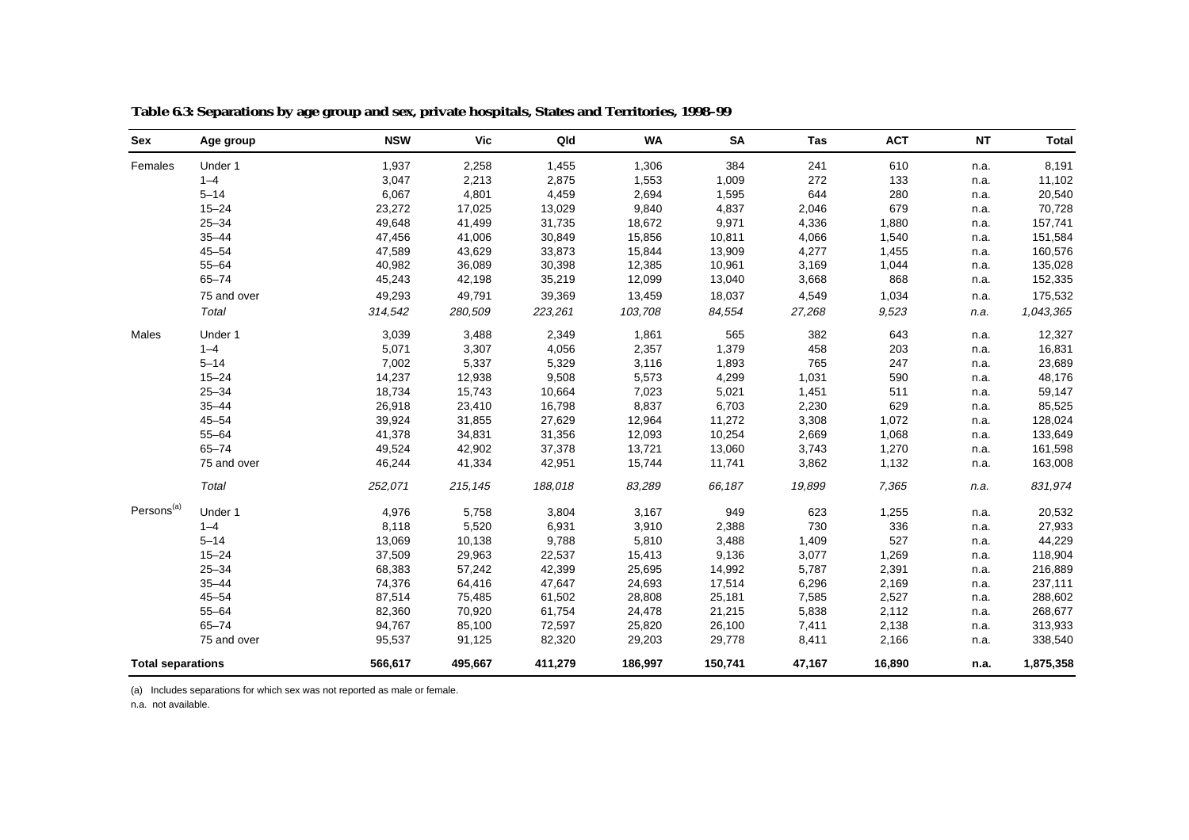**Table 6.3: Separations by age group and sex, private hospitals, States and Territories, 1998–99**

| Sex | Age group | NSW | Vic | Qld | WA | SA | Tas | ACT | NT | Total |
|---|---|---|---|---|---|---|---|---|---|---|
| Females | Under 1 | 1,937 | 2,258 | 1,455 | 1,306 | 384 | 241 | 610 | n.a. | 8,191 |
| | 1–4 | 3,047 | 2,213 | 2,875 | 1,553 | 1,009 | 272 | 133 | n.a. | 11,102 |
| | 5–14 | 6,067 | 4,801 | 4,459 | 2,694 | 1,595 | 644 | 280 | n.a. | 20,540 |
| | 15–24 | 23,272 | 17,025 | 13,029 | 9,840 | 4,837 | 2,046 | 679 | n.a. | 70,728 |
| | 25–34 | 49,648 | 41,499 | 31,735 | 18,672 | 9,971 | 4,336 | 1,880 | n.a. | 157,741 |
| | 35–44 | 47,456 | 41,006 | 30,849 | 15,856 | 10,811 | 4,066 | 1,540 | n.a. | 151,584 |
| | 45–54 | 47,589 | 43,629 | 33,873 | 15,844 | 13,909 | 4,277 | 1,455 | n.a. | 160,576 |
| | 55–64 | 40,982 | 36,089 | 30,398 | 12,385 | 10,961 | 3,169 | 1,044 | n.a. | 135,028 |
| | 65–74 | 45,243 | 42,198 | 35,219 | 12,099 | 13,040 | 3,668 | 868 | n.a. | 152,335 |
| | 75 and over | 49,293 | 49,791 | 39,369 | 13,459 | 18,037 | 4,549 | 1,034 | n.a. | 175,532 |
| | *Total* | *314,542* | *280,509* | *223,261* | *103,708* | *84,554* | *27,268* | *9,523* | *n.a.* | *1,043,365* |
| Males | Under 1 | 3,039 | 3,488 | 2,349 | 1,861 | 565 | 382 | 643 | n.a. | 12,327 |
| | 1–4 | 5,071 | 3,307 | 4,056 | 2,357 | 1,379 | 458 | 203 | n.a. | 16,831 |
| | 5–14 | 7,002 | 5,337 | 5,329 | 3,116 | 1,893 | 765 | 247 | n.a. | 23,689 |
| | 15–24 | 14,237 | 12,938 | 9,508 | 5,573 | 4,299 | 1,031 | 590 | n.a. | 48,176 |
| | 25–34 | 18,734 | 15,743 | 10,664 | 7,023 | 5,021 | 1,451 | 511 | n.a. | 59,147 |
| | 35–44 | 26,918 | 23,410 | 16,798 | 8,837 | 6,703 | 2,230 | 629 | n.a. | 85,525 |
| | 45–54 | 39,924 | 31,855 | 27,629 | 12,964 | 11,272 | 3,308 | 1,072 | n.a. | 128,024 |
| | 55–64 | 41,378 | 34,831 | 31,356 | 12,093 | 10,254 | 2,669 | 1,068 | n.a. | 133,649 |
| | 65–74 | 49,524 | 42,902 | 37,378 | 13,721 | 13,060 | 3,743 | 1,270 | n.a. | 161,598 |
| | 75 and over | 46,244 | 41,334 | 42,951 | 15,744 | 11,741 | 3,862 | 1,132 | n.a. | 163,008 |
| | *Total* | *252,071* | *215,145* | *188,018* | *83,289* | *66,187* | *19,899* | *7,365* | *n.a.* | *831,974* |
| Persons(a) | Under 1 | 4,976 | 5,758 | 3,804 | 3,167 | 949 | 623 | 1,255 | n.a. | 20,532 |
| | 1–4 | 8,118 | 5,520 | 6,931 | 3,910 | 2,388 | 730 | 336 | n.a. | 27,933 |
| | 5–14 | 13,069 | 10,138 | 9,788 | 5,810 | 3,488 | 1,409 | 527 | n.a. | 44,229 |
| | 15–24 | 37,509 | 29,963 | 22,537 | 15,413 | 9,136 | 3,077 | 1,269 | n.a. | 118,904 |
| | 25–34 | 68,383 | 57,242 | 42,399 | 25,695 | 14,992 | 5,787 | 2,391 | n.a. | 216,889 |
| | 35–44 | 74,376 | 64,416 | 47,647 | 24,693 | 17,514 | 6,296 | 2,169 | n.a. | 237,111 |
| | 45–54 | 87,514 | 75,485 | 61,502 | 28,808 | 25,181 | 7,585 | 2,527 | n.a. | 288,602 |
| | 55–64 | 82,360 | 70,920 | 61,754 | 24,478 | 21,215 | 5,838 | 2,112 | n.a. | 268,677 |
| | 65–74 | 94,767 | 85,100 | 72,597 | 25,820 | 26,100 | 7,411 | 2,138 | n.a. | 313,933 |
| | 75 and over | 95,537 | 91,125 | 82,320 | 29,203 | 29,778 | 8,411 | 2,166 | n.a. | 338,540 |
| **Total separations** | | **566,617** | **495,667** | **411,279** | **186,997** | **150,741** | **47,167** | **16,890** | **n.a.** | **1,875,358** |

(a) Includes separations for which sex was not reported as male or female.

n.a. not available.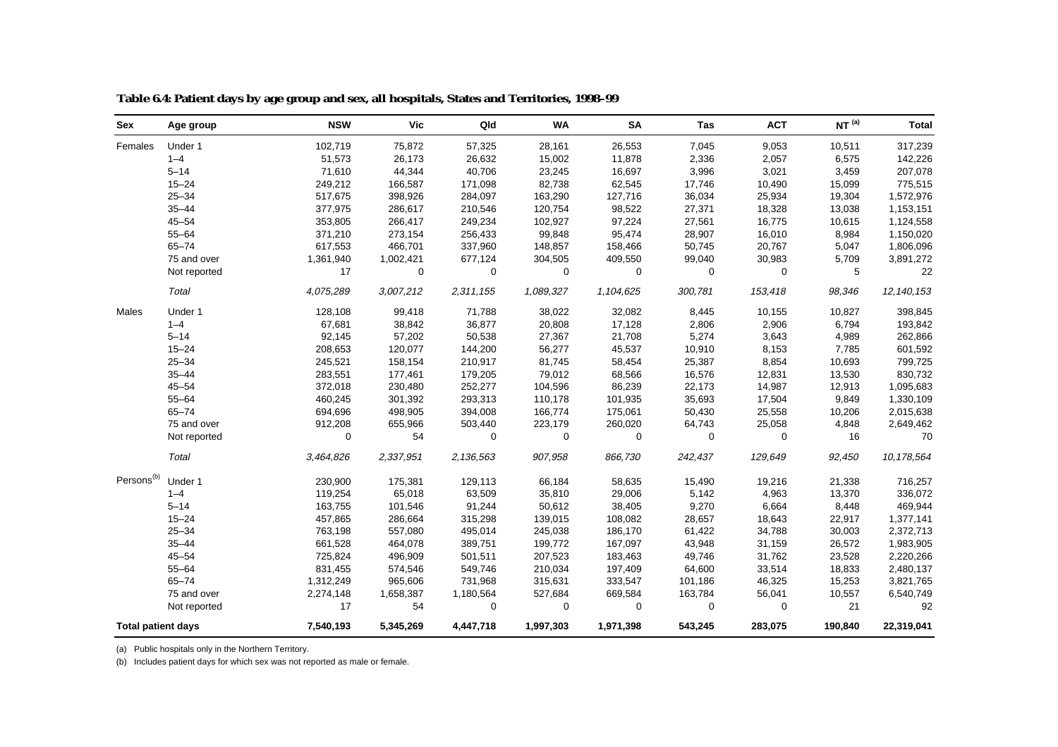**Table 6.4: Patient days by age group and sex, all hospitals, States and Territories, 1998–99**

| Sex | Age group | NSW | Vic | Qld | WA | SA | Tas | ACT | NT [(a)] | Total |
|---|---|---|---|---|---|---|---|---|---|---|
| Females | Under 1 | 102,719 | 75,872 | 57,325 | 28,161 | 26,553 | 7,045 | 9,053 | 10,511 | 317,239 |
| | 1–4 | 51,573 | 26,173 | 26,632 | 15,002 | 11,878 | 2,336 | 2,057 | 6,575 | 142,226 |
| | 5–14 | 71,610 | 44,344 | 40,706 | 23,245 | 16,697 | 3,996 | 3,021 | 3,459 | 207,078 |
| | 15–24 | 249,212 | 166,587 | 171,098 | 82,738 | 62,545 | 17,746 | 10,490 | 15,099 | 775,515 |
| | 25–34 | 517,675 | 398,926 | 284,097 | 163,290 | 127,716 | 36,034 | 25,934 | 19,304 | 1,572,976 |
| | 35–44 | 377,975 | 286,617 | 210,546 | 120,754 | 98,522 | 27,371 | 18,328 | 13,038 | 1,153,151 |
| | 45–54 | 353,805 | 266,417 | 249,234 | 102,927 | 97,224 | 27,561 | 16,775 | 10,615 | 1,124,558 |
| | 55–64 | 371,210 | 273,154 | 256,433 | 99,848 | 95,474 | 28,907 | 16,010 | 8,984 | 1,150,020 |
| | 65–74 | 617,553 | 466,701 | 337,960 | 148,857 | 158,466 | 50,745 | 20,767 | 5,047 | 1,806,096 |
| | 75 and over | 1,361,940 | 1,002,421 | 677,124 | 304,505 | 409,550 | 99,040 | 30,983 | 5,709 | 3,891,272 |
| | Not reported | 17 | 0 | 0 | 0 | 0 | 0 | 0 | 5 | 22 |
| | *Total* | *4,075,289* | *3,007,212* | *2,311,155* | *1,089,327* | *1,104,625* | *300,781* | *153,418* | *98,346* | *12,140,153* |
| Males | Under 1 | 128,108 | 99,418 | 71,788 | 38,022 | 32,082 | 8,445 | 10,155 | 10,827 | 398,845 |
| | 1–4 | 67,681 | 38,842 | 36,877 | 20,808 | 17,128 | 2,806 | 2,906 | 6,794 | 193,842 |
| | 5–14 | 92,145 | 57,202 | 50,538 | 27,367 | 21,708 | 5,274 | 3,643 | 4,989 | 262,866 |
| | 15–24 | 208,653 | 120,077 | 144,200 | 56,277 | 45,537 | 10,910 | 8,153 | 7,785 | 601,592 |
| | 25–34 | 245,521 | 158,154 | 210,917 | 81,745 | 58,454 | 25,387 | 8,854 | 10,693 | 799,725 |
| | 35–44 | 283,551 | 177,461 | 179,205 | 79,012 | 68,566 | 16,576 | 12,831 | 13,530 | 830,732 |
| | 45–54 | 372,018 | 230,480 | 252,277 | 104,596 | 86,239 | 22,173 | 14,987 | 12,913 | 1,095,683 |
| | 55–64 | 460,245 | 301,392 | 293,313 | 110,178 | 101,935 | 35,693 | 17,504 | 9,849 | 1,330,109 |
| | 65–74 | 694,696 | 498,905 | 394,008 | 166,774 | 175,061 | 50,430 | 25,558 | 10,206 | 2,015,638 |
| | 75 and over | 912,208 | 655,966 | 503,440 | 223,179 | 260,020 | 64,743 | 25,058 | 4,848 | 2,649,462 |
| | Not reported | 0 | 54 | 0 | 0 | 0 | 0 | 0 | 16 | 70 |
| | *Total* | *3,464,826* | *2,337,951* | *2,136,563* | *907,958* | *866,730* | *242,437* | *129,649* | *92,450* | *10,178,564* |
| Persons[(b)] | Under 1 | 230,900 | 175,381 | 129,113 | 66,184 | 58,635 | 15,490 | 19,216 | 21,338 | 716,257 |
| | 1–4 | 119,254 | 65,018 | 63,509 | 35,810 | 29,006 | 5,142 | 4,963 | 13,370 | 336,072 |
| | 5–14 | 163,755 | 101,546 | 91,244 | 50,612 | 38,405 | 9,270 | 6,664 | 8,448 | 469,944 |
| | 15–24 | 457,865 | 286,664 | 315,298 | 139,015 | 108,082 | 28,657 | 18,643 | 22,917 | 1,377,141 |
| | 25–34 | 763,198 | 557,080 | 495,014 | 245,038 | 186,170 | 61,422 | 34,788 | 30,003 | 2,372,713 |
| | 35–44 | 661,528 | 464,078 | 389,751 | 199,772 | 167,097 | 43,948 | 31,159 | 26,572 | 1,983,905 |
| | 45–54 | 725,824 | 496,909 | 501,511 | 207,523 | 183,463 | 49,746 | 31,762 | 23,528 | 2,220,266 |
| | 55–64 | 831,455 | 574,546 | 549,746 | 210,034 | 197,409 | 64,600 | 33,514 | 18,833 | 2,480,137 |
| | 65–74 | 1,312,249 | 965,606 | 731,968 | 315,631 | 333,547 | 101,186 | 46,325 | 15,253 | 3,821,765 |
| | 75 and over | 2,274,148 | 1,658,387 | 1,180,564 | 527,684 | 669,584 | 163,784 | 56,041 | 10,557 | 6,540,749 |
| | Not reported | 17 | 54 | 0 | 0 | 0 | 0 | 0 | 21 | 92 |
| **Total patient days** | | **7,540,193** | **5,345,269** | **4,447,718** | **1,997,303** | **1,971,398** | **543,245** | **283,075** | **190,840** | **22,319,041** |

(a) Public hospitals only in the Northern Territory.

(b) Includes patient days for which sex was not reported as male or female.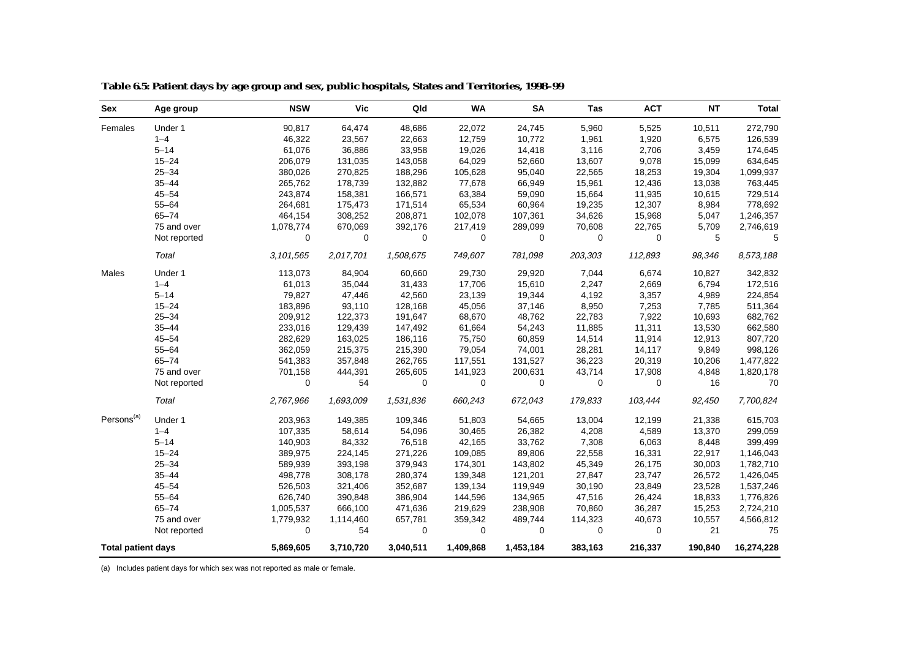**Table 6.5: Patient days by age group and sex, public hospitals, States and Territories, 1998–99**

| Sex | Age group | NSW | Vic | Qld | WA | SA | Tas | ACT | NT | Total |
|---|---|---|---|---|---|---|---|---|---|---|
| Females | Under 1 | 90,817 | 64,474 | 48,686 | 22,072 | 24,745 | 5,960 | 5,525 | 10,511 | 272,790 |
| | 1–4 | 46,322 | 23,567 | 22,663 | 12,759 | 10,772 | 1,961 | 1,920 | 6,575 | 126,539 |
| | 5–14 | 61,076 | 36,886 | 33,958 | 19,026 | 14,418 | 3,116 | 2,706 | 3,459 | 174,645 |
| | 15–24 | 206,079 | 131,035 | 143,058 | 64,029 | 52,660 | 13,607 | 9,078 | 15,099 | 634,645 |
| | 25–34 | 380,026 | 270,825 | 188,296 | 105,628 | 95,040 | 22,565 | 18,253 | 19,304 | 1,099,937 |
| | 35–44 | 265,762 | 178,739 | 132,882 | 77,678 | 66,949 | 15,961 | 12,436 | 13,038 | 763,445 |
| | 45–54 | 243,874 | 158,381 | 166,571 | 63,384 | 59,090 | 15,664 | 11,935 | 10,615 | 729,514 |
| | 55–64 | 264,681 | 175,473 | 171,514 | 65,534 | 60,964 | 19,235 | 12,307 | 8,984 | 778,692 |
| | 65–74 | 464,154 | 308,252 | 208,871 | 102,078 | 107,361 | 34,626 | 15,968 | 5,047 | 1,246,357 |
| | 75 and over | 1,078,774 | 670,069 | 392,176 | 217,419 | 289,099 | 70,608 | 22,765 | 5,709 | 2,746,619 |
| | Not reported | 0 | 0 | 0 | 0 | 0 | 0 | 0 | 5 | 5 |
| | *Total* | *3,101,565* | *2,017,701* | *1,508,675* | *749,607* | *781,098* | *203,303* | *112,893* | *98,346* | *8,573,188* |
| Males | Under 1 | 113,073 | 84,904 | 60,660 | 29,730 | 29,920 | 7,044 | 6,674 | 10,827 | 342,832 |
| | 1–4 | 61,013 | 35,044 | 31,433 | 17,706 | 15,610 | 2,247 | 2,669 | 6,794 | 172,516 |
| | 5–14 | 79,827 | 47,446 | 42,560 | 23,139 | 19,344 | 4,192 | 3,357 | 4,989 | 224,854 |
| | 15–24 | 183,896 | 93,110 | 128,168 | 45,056 | 37,146 | 8,950 | 7,253 | 7,785 | 511,364 |
| | 25–34 | 209,912 | 122,373 | 191,647 | 68,670 | 48,762 | 22,783 | 7,922 | 10,693 | 682,762 |
| | 35–44 | 233,016 | 129,439 | 147,492 | 61,664 | 54,243 | 11,885 | 11,311 | 13,530 | 662,580 |
| | 45–54 | 282,629 | 163,025 | 186,116 | 75,750 | 60,859 | 14,514 | 11,914 | 12,913 | 807,720 |
| | 55–64 | 362,059 | 215,375 | 215,390 | 79,054 | 74,001 | 28,281 | 14,117 | 9,849 | 998,126 |
| | 65–74 | 541,383 | 357,848 | 262,765 | 117,551 | 131,527 | 36,223 | 20,319 | 10,206 | 1,477,822 |
| | 75 and over | 701,158 | 444,391 | 265,605 | 141,923 | 200,631 | 43,714 | 17,908 | 4,848 | 1,820,178 |
| | Not reported | 0 | 54 | 0 | 0 | 0 | 0 | 0 | 16 | 70 |
| | *Total* | *2,767,966* | *1,693,009* | *1,531,836* | *660,243* | *672,043* | *179,833* | *103,444* | *92,450* | *7,700,824* |
| Persons[(a)] | Under 1 | 203,963 | 149,385 | 109,346 | 51,803 | 54,665 | 13,004 | 12,199 | 21,338 | 615,703 |
| | 1–4 | 107,335 | 58,614 | 54,096 | 30,465 | 26,382 | 4,208 | 4,589 | 13,370 | 299,059 |
| | 5–14 | 140,903 | 84,332 | 76,518 | 42,165 | 33,762 | 7,308 | 6,063 | 8,448 | 399,499 |
| | 15–24 | 389,975 | 224,145 | 271,226 | 109,085 | 89,806 | 22,558 | 16,331 | 22,917 | 1,146,043 |
| | 25–34 | 589,939 | 393,198 | 379,943 | 174,301 | 143,802 | 45,349 | 26,175 | 30,003 | 1,782,710 |
| | 35–44 | 498,778 | 308,178 | 280,374 | 139,348 | 121,201 | 27,847 | 23,747 | 26,572 | 1,426,045 |
| | 45–54 | 526,503 | 321,406 | 352,687 | 139,134 | 119,949 | 30,190 | 23,849 | 23,528 | 1,537,246 |
| | 55–64 | 626,740 | 390,848 | 386,904 | 144,596 | 134,965 | 47,516 | 26,424 | 18,833 | 1,776,826 |
| | 65–74 | 1,005,537 | 666,100 | 471,636 | 219,629 | 238,908 | 70,860 | 36,287 | 15,253 | 2,724,210 |
| | 75 and over | 1,779,932 | 1,114,460 | 657,781 | 359,342 | 489,744 | 114,323 | 40,673 | 10,557 | 4,566,812 |
| | Not reported | 0 | 54 | 0 | 0 | 0 | 0 | 0 | 21 | 75 |
| **Total patient days** | | **5,869,605** | **3,710,720** | **3,040,511** | **1,409,868** | **1,453,184** | **383,163** | **216,337** | **190,840** | **16,274,228** |

(a) Includes patient days for which sex was not reported as male or female.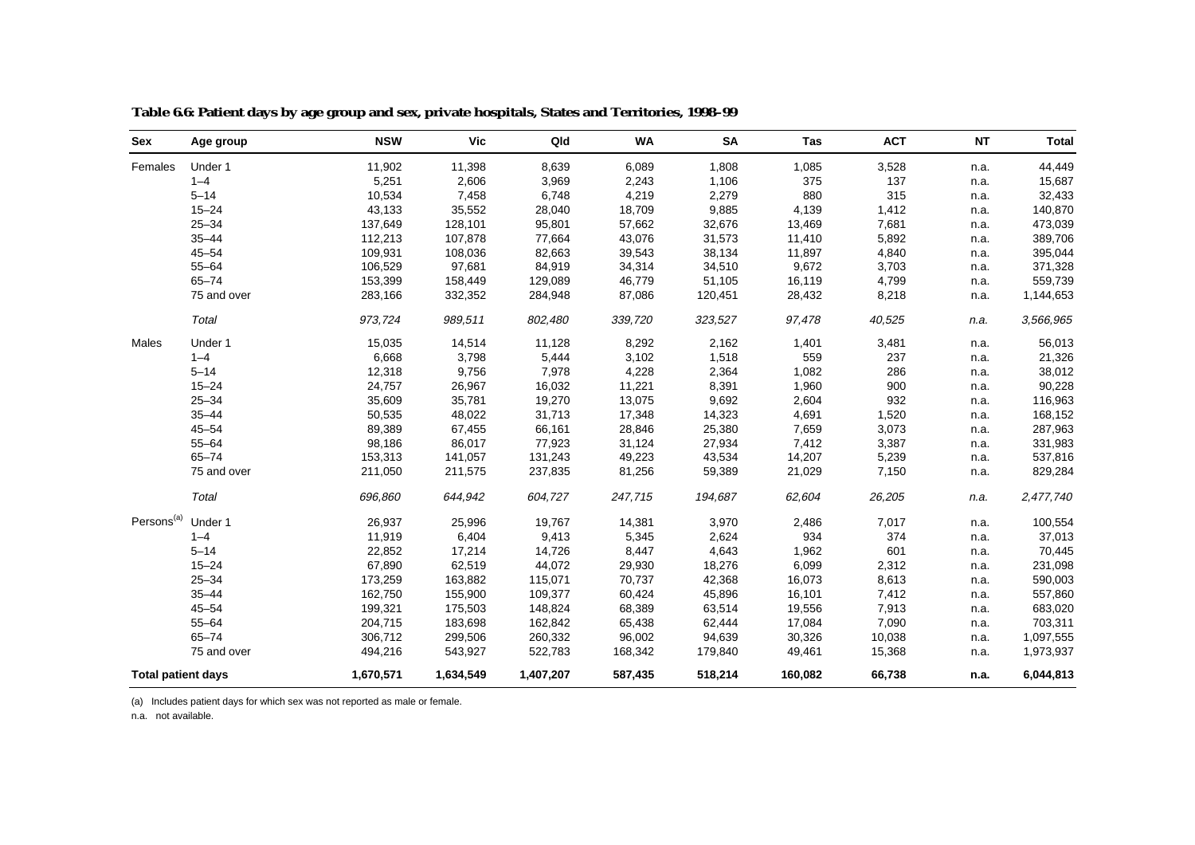**Table 6.6: Patient days by age group and sex, private hospitals, States and Territories, 1998–99**

| Sex | Age group | NSW | Vic | Qld | WA | SA | Tas | ACT | NT | Total |
|---|---|---|---|---|---|---|---|---|---|---|
| Females | Under 1 | 11,902 | 11,398 | 8,639 | 6,089 | 1,808 | 1,085 | 3,528 | n.a. | 44,449 |
| | 1–4 | 5,251 | 2,606 | 3,969 | 2,243 | 1,106 | 375 | 137 | n.a. | 15,687 |
| | 5–14 | 10,534 | 7,458 | 6,748 | 4,219 | 2,279 | 880 | 315 | n.a. | 32,433 |
| | 15–24 | 43,133 | 35,552 | 28,040 | 18,709 | 9,885 | 4,139 | 1,412 | n.a. | 140,870 |
| | 25–34 | 137,649 | 128,101 | 95,801 | 57,662 | 32,676 | 13,469 | 7,681 | n.a. | 473,039 |
| | 35–44 | 112,213 | 107,878 | 77,664 | 43,076 | 31,573 | 11,410 | 5,892 | n.a. | 389,706 |
| | 45–54 | 109,931 | 108,036 | 82,663 | 39,543 | 38,134 | 11,897 | 4,840 | n.a. | 395,044 |
| | 55–64 | 106,529 | 97,681 | 84,919 | 34,314 | 34,510 | 9,672 | 3,703 | n.a. | 371,328 |
| | 65–74 | 153,399 | 158,449 | 129,089 | 46,779 | 51,105 | 16,119 | 4,799 | n.a. | 559,739 |
| | 75 and over | 283,166 | 332,352 | 284,948 | 87,086 | 120,451 | 28,432 | 8,218 | n.a. | 1,144,653 |
| | *Total* | *973,724* | *989,511* | *802,480* | *339,720* | *323,527* | *97,478* | *40,525* | *n.a.* | *3,566,965* |
| Males | Under 1 | 15,035 | 14,514 | 11,128 | 8,292 | 2,162 | 1,401 | 3,481 | n.a. | 56,013 |
| | 1–4 | 6,668 | 3,798 | 5,444 | 3,102 | 1,518 | 559 | 237 | n.a. | 21,326 |
| | 5–14 | 12,318 | 9,756 | 7,978 | 4,228 | 2,364 | 1,082 | 286 | n.a. | 38,012 |
| | 15–24 | 24,757 | 26,967 | 16,032 | 11,221 | 8,391 | 1,960 | 900 | n.a. | 90,228 |
| | 25–34 | 35,609 | 35,781 | 19,270 | 13,075 | 9,692 | 2,604 | 932 | n.a. | 116,963 |
| | 35–44 | 50,535 | 48,022 | 31,713 | 17,348 | 14,323 | 4,691 | 1,520 | n.a. | 168,152 |
| | 45–54 | 89,389 | 67,455 | 66,161 | 28,846 | 25,380 | 7,659 | 3,073 | n.a. | 287,963 |
| | 55–64 | 98,186 | 86,017 | 77,923 | 31,124 | 27,934 | 7,412 | 3,387 | n.a. | 331,983 |
| | 65–74 | 153,313 | 141,057 | 131,243 | 49,223 | 43,534 | 14,207 | 5,239 | n.a. | 537,816 |
| | 75 and over | 211,050 | 211,575 | 237,835 | 81,256 | 59,389 | 21,029 | 7,150 | n.a. | 829,284 |
| | *Total* | *696,860* | *644,942* | *604,727* | *247,715* | *194,687* | *62,604* | *26,205* | *n.a.* | *2,477,740* |
| Persons[(a)] | Under 1 | 26,937 | 25,996 | 19,767 | 14,381 | 3,970 | 2,486 | 7,017 | n.a. | 100,554 |
| | 1–4 | 11,919 | 6,404 | 9,413 | 5,345 | 2,624 | 934 | 374 | n.a. | 37,013 |
| | 5–14 | 22,852 | 17,214 | 14,726 | 8,447 | 4,643 | 1,962 | 601 | n.a. | 70,445 |
| | 15–24 | 67,890 | 62,519 | 44,072 | 29,930 | 18,276 | 6,099 | 2,312 | n.a. | 231,098 |
| | 25–34 | 173,259 | 163,882 | 115,071 | 70,737 | 42,368 | 16,073 | 8,613 | n.a. | 590,003 |
| | 35–44 | 162,750 | 155,900 | 109,377 | 60,424 | 45,896 | 16,101 | 7,412 | n.a. | 557,860 |
| | 45–54 | 199,321 | 175,503 | 148,824 | 68,389 | 63,514 | 19,556 | 7,913 | n.a. | 683,020 |
| | 55–64 | 204,715 | 183,698 | 162,842 | 65,438 | 62,444 | 17,084 | 7,090 | n.a. | 703,311 |
| | 65–74 | 306,712 | 299,506 | 260,332 | 96,002 | 94,639 | 30,326 | 10,038 | n.a. | 1,097,555 |
| | 75 and over | 494,216 | 543,927 | 522,783 | 168,342 | 179,840 | 49,461 | 15,368 | n.a. | 1,973,937 |
| **Total patient days** | | **1,670,571** | **1,634,549** | **1,407,207** | **587,435** | **518,214** | **160,082** | **66,738** | **n.a.** | **6,044,813** |

(a) Includes patient days for which sex was not reported as male or female.

n.a. not available.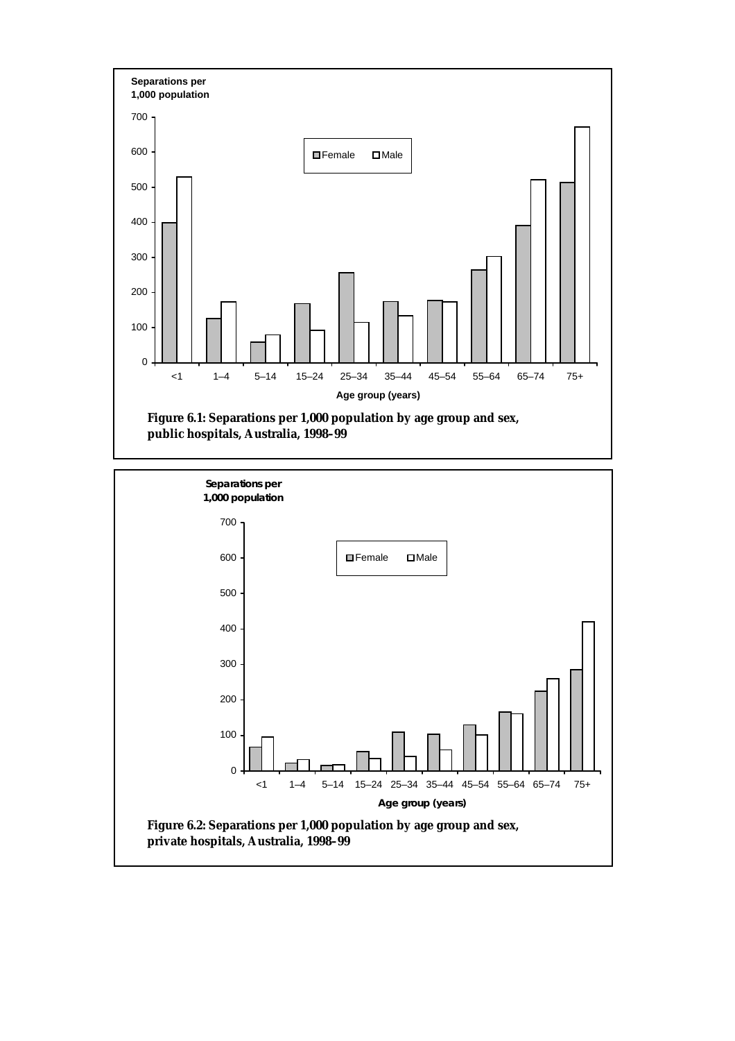Figure 6.1: Separations per 1,000 population by age group and sex, public hospitals, Australia, 1998–99

Figure 6.2: Separations per 1,000 population by age group and sex, private hospitals, Australia, 1998–99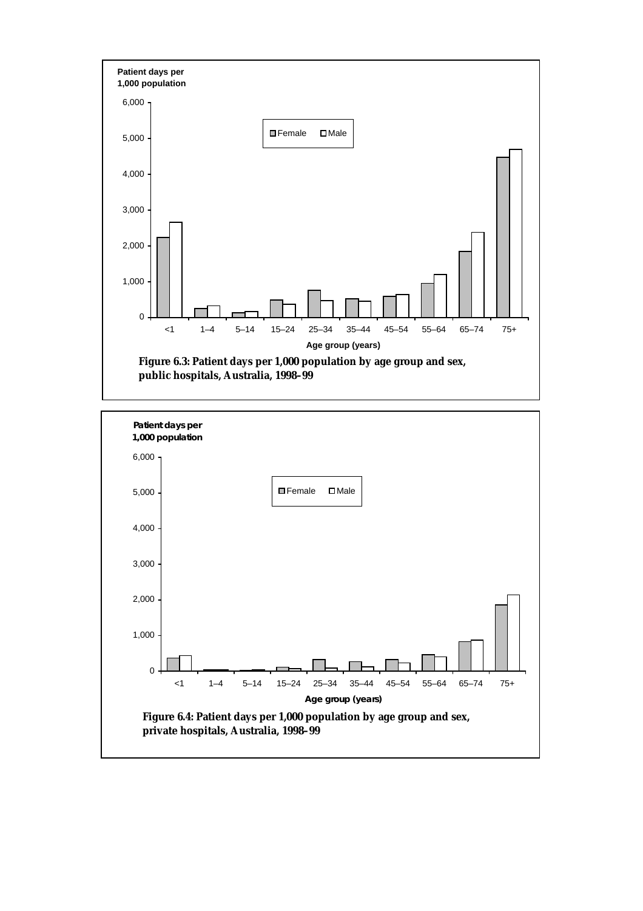Figure 6.3: Patient days per 1,000 population by age group and sex, public hospitals, Australia, 1998–99

Figure 6.4: Patient days per 1,000 population by age group and sex, private hospitals, Australia, 1998–99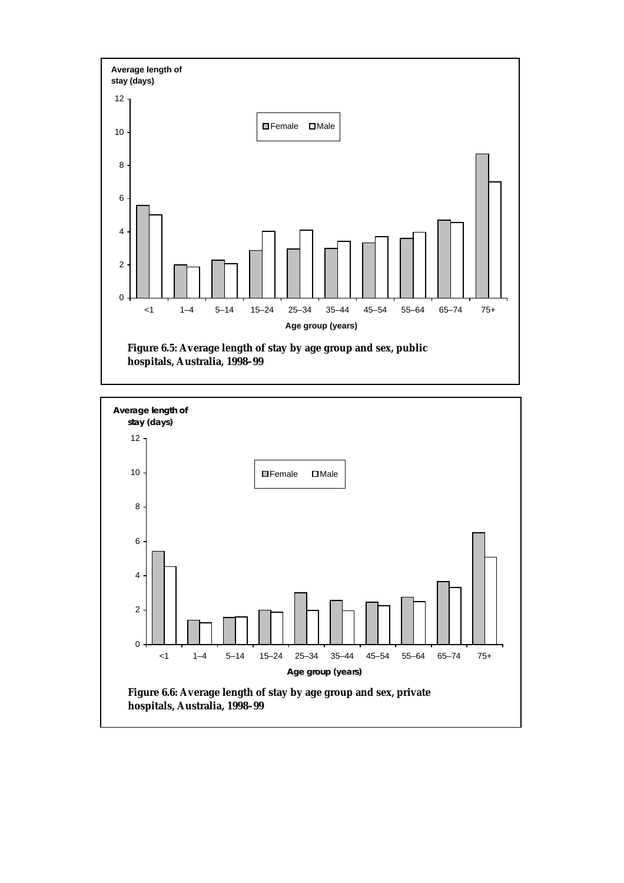Figure 6.5: Average length of stay by age group and sex, public hospitals, Australia, 1998–99

Figure 6.6: Average length of stay by age group and sex, private hospitals, Australia, 1998–99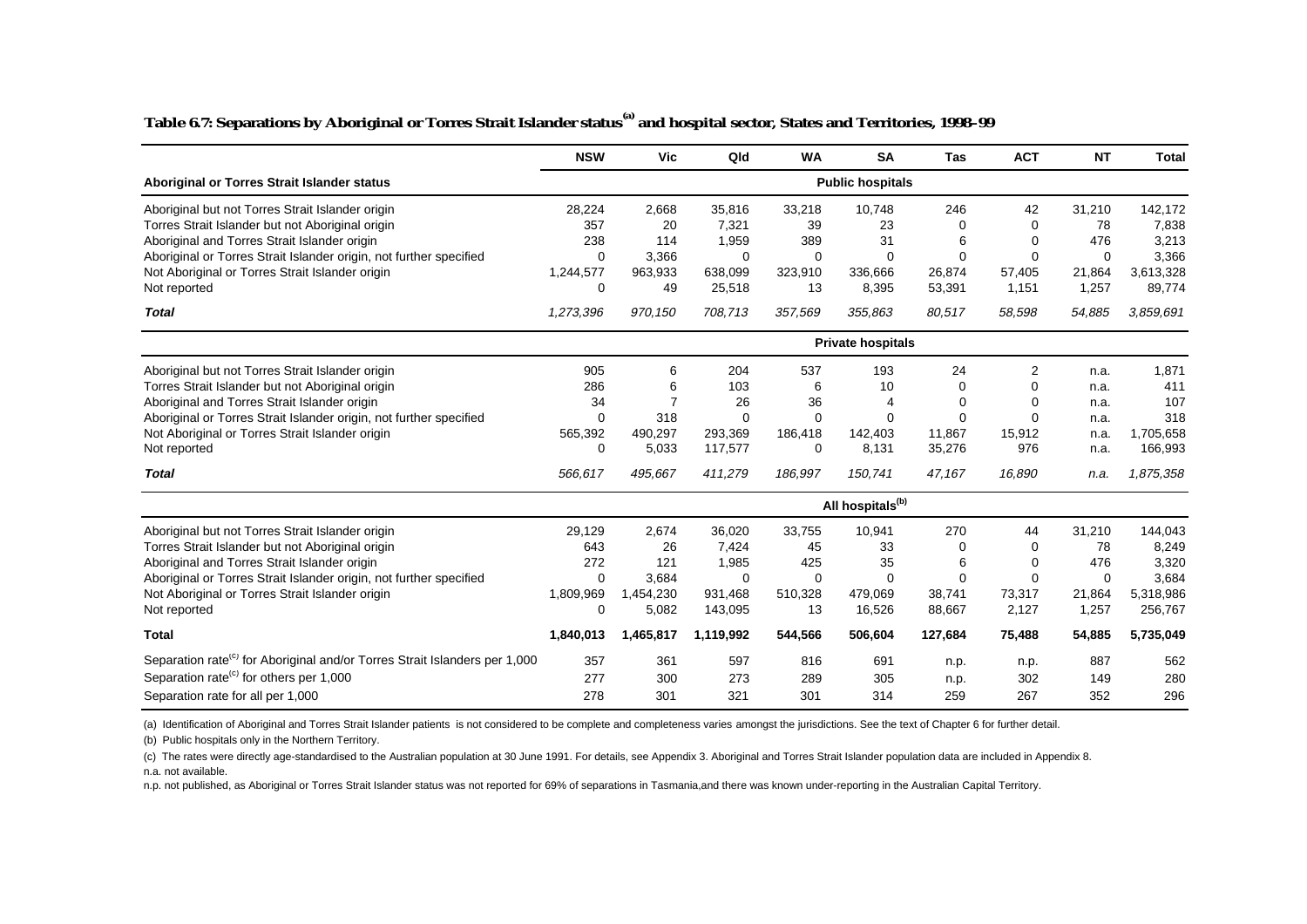**Table 6.7: Separations by Aboriginal or Torres Strait Islander status[(a)] and hospital sector, States and Territories, 1998–99**

| Aboriginal or Torres Strait Islander status | NSW | Vic | Qld | WA | SA | Tas | ACT | NT | Total |
|---|---|---|---|---|---|---|---|---|---|
| | | | | | **Public hospitals** | | | | |
| Aboriginal but not Torres Strait Islander origin | 28,224 | 2,668 | 35,816 | 33,218 | 10,748 | 246 | 42 | 31,210 | 142,172 |
| Torres Strait Islander but not Aboriginal origin | 357 | 20 | 7,321 | 39 | 23 | 0 | 0 | 78 | 7,838 |
| Aboriginal and Torres Strait Islander origin | 238 | 114 | 1,959 | 389 | 31 | 6 | 0 | 476 | 3,213 |
| Aboriginal or Torres Strait Islander origin, not further specified | 0 | 3,366 | 0 | 0 | 0 | 0 | 0 | 0 | 3,366 |
| Not Aboriginal or Torres Strait Islander origin | 1,244,577 | 963,933 | 638,099 | 323,910 | 336,666 | 26,874 | 57,405 | 21,864 | 3,613,328 |
| Not reported | 0 | 49 | 25,518 | 13 | 8,395 | 53,391 | 1,151 | 1,257 | 89,774 |
| ***Total*** | *1,273,396* | *970,150* | *708,713* | *357,569* | *355,863* | *80,517* | *58,598* | *54,885* | *3,859,691* |
| | | | | | **Private hospitals** | | | | |
| Aboriginal but not Torres Strait Islander origin | 905 | 6 | 204 | 537 | 193 | 24 | 2 | n.a. | 1,871 |
| Torres Strait Islander but not Aboriginal origin | 286 | 6 | 103 | 6 | 10 | 0 | 0 | n.a. | 411 |
| Aboriginal and Torres Strait Islander origin | 34 | 7 | 26 | 36 | 4 | 0 | 0 | n.a. | 107 |
| Aboriginal or Torres Strait Islander origin, not further specified | 0 | 318 | 0 | 0 | 0 | 0 | 0 | n.a. | 318 |
| Not Aboriginal or Torres Strait Islander origin | 565,392 | 490,297 | 293,369 | 186,418 | 142,403 | 11,867 | 15,912 | n.a. | 1,705,658 |
| Not reported | 0 | 5,033 | 117,577 | 0 | 8,131 | 35,276 | 976 | n.a. | 166,993 |
| ***Total*** | *566,617* | *495,667* | *411,279* | *186,997* | *150,741* | *47,167* | *16,890* | *n.a.* | *1,875,358* |
| | | | | | **All hospitals[(b)]** | | | | |
| Aboriginal but not Torres Strait Islander origin | 29,129 | 2,674 | 36,020 | 33,755 | 10,941 | 270 | 44 | 31,210 | 144,043 |
| Torres Strait Islander but not Aboriginal origin | 643 | 26 | 7,424 | 45 | 33 | 0 | 0 | 78 | 8,249 |
| Aboriginal and Torres Strait Islander origin | 272 | 121 | 1,985 | 425 | 35 | 6 | 0 | 476 | 3,320 |
| Aboriginal or Torres Strait Islander origin, not further specified | 0 | 3,684 | 0 | 0 | 0 | 0 | 0 | 0 | 3,684 |
| Not Aboriginal or Torres Strait Islander origin | 1,809,969 | 1,454,230 | 931,468 | 510,328 | 479,069 | 38,741 | 73,317 | 21,864 | 5,318,986 |
| Not reported | 0 | 5,082 | 143,095 | 13 | 16,526 | 88,667 | 2,127 | 1,257 | 256,767 |
| **Total** | **1,840,013** | **1,465,817** | **1,119,992** | **544,566** | **506,604** | **127,684** | **75,488** | **54,885** | **5,735,049** |
| Separation rate[(c)] for Aboriginal and/or Torres Strait Islanders per 1,000 | 357 | 361 | 597 | 816 | 691 | n.p. | n.p. | 887 | 562 |
| Separation rate[(c)] for others per 1,000 | 277 | 300 | 273 | 289 | 305 | n.p. | 302 | 149 | 280 |
| Separation rate for all per 1,000 | 278 | 301 | 321 | 301 | 314 | 259 | 267 | 352 | 296 |

(a) Identification of Aboriginal and Torres Strait Islander patients is not considered to be complete and completeness varies amongst the jurisdictions. See the text of Chapter 6 for further detail.

(b) Public hospitals only in the Northern Territory.

(c) The rates were directly age-standardised to the Australian population at 30 June 1991. For details, see Appendix 3. Aboriginal and Torres Strait Islander population data are included in Appendix 8.

n.a. not available.

n.p. not published, as Aboriginal or Torres Strait Islander status was not reported for 69% of separations in Tasmania,and there was known under-reporting in the Australian Capital Territory.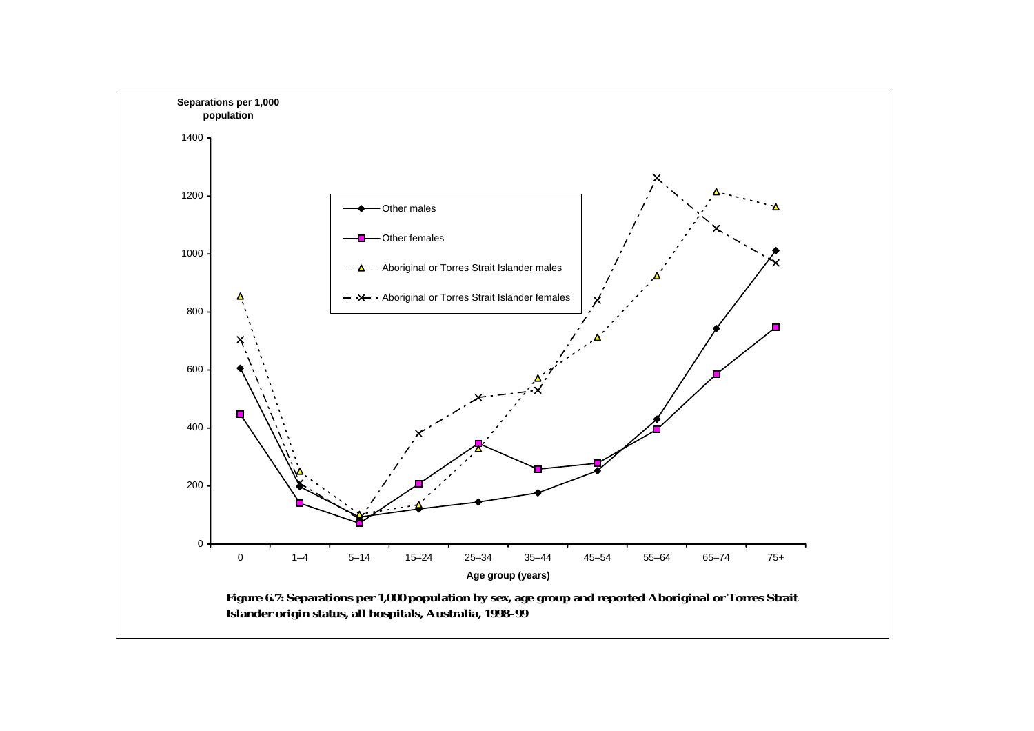**Figure 6.7: Separations per 1,000 population by sex, age group and reported Aboriginal or Torres Strait Islander origin status, all hospitals, Australia, 1998–99**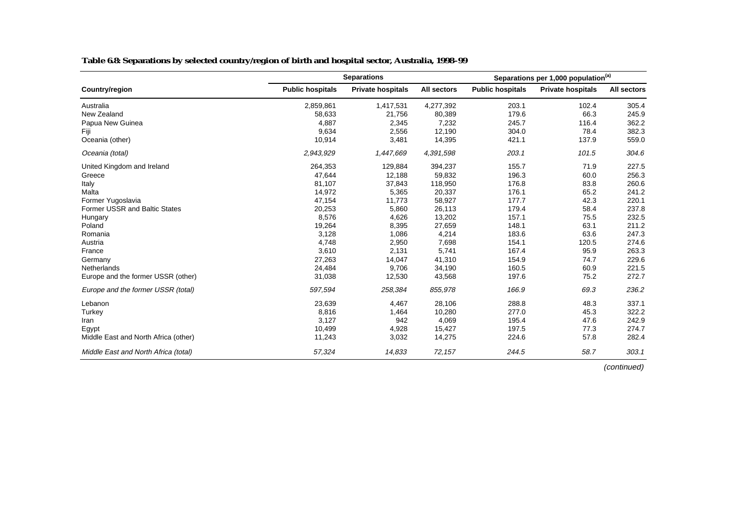**Table 6.8: Separations by selected country/region of birth and hospital sector, Australia, 1998–99**

| | Separations | | | Separations per 1,000 population[(a)] | | |
|---|---|---|---|---|---|---|
| **Country/region** | **Public hospitals** | **Private hospitals** | **All sectors** | **Public hospitals** | **Private hospitals** | **All sectors** |
| Australia | 2,859,861 | 1,417,531 | 4,277,392 | 203.1 | 102.4 | 305.4 |
| New Zealand | 58,633 | 21,756 | 80,389 | 179.6 | 66.3 | 245.9 |
| Papua New Guinea | 4,887 | 2,345 | 7,232 | 245.7 | 116.4 | 362.2 |
| Fiji | 9,634 | 2,556 | 12,190 | 304.0 | 78.4 | 382.3 |
| Oceania (other) | 10,914 | 3,481 | 14,395 | 421.1 | 137.9 | 559.0 |
| *Oceania (total)* | *2,943,929* | *1,447,669* | *4,391,598* | *203.1* | *101.5* | *304.6* |
| United Kingdom and Ireland | 264,353 | 129,884 | 394,237 | 155.7 | 71.9 | 227.5 |
| Greece | 47,644 | 12,188 | 59,832 | 196.3 | 60.0 | 256.3 |
| Italy | 81,107 | 37,843 | 118,950 | 176.8 | 83.8 | 260.6 |
| Malta | 14,972 | 5,365 | 20,337 | 176.1 | 65.2 | 241.2 |
| Former Yugoslavia | 47,154 | 11,773 | 58,927 | 177.7 | 42.3 | 220.1 |
| Former USSR and Baltic States | 20,253 | 5,860 | 26,113 | 179.4 | 58.4 | 237.8 |
| Hungary | 8,576 | 4,626 | 13,202 | 157.1 | 75.5 | 232.5 |
| Poland | 19,264 | 8,395 | 27,659 | 148.1 | 63.1 | 211.2 |
| Romania | 3,128 | 1,086 | 4,214 | 183.6 | 63.6 | 247.3 |
| Austria | 4,748 | 2,950 | 7,698 | 154.1 | 120.5 | 274.6 |
| France | 3,610 | 2,131 | 5,741 | 167.4 | 95.9 | 263.3 |
| Germany | 27,263 | 14,047 | 41,310 | 154.9 | 74.7 | 229.6 |
| Netherlands | 24,484 | 9,706 | 34,190 | 160.5 | 60.9 | 221.5 |
| Europe and the former USSR (other) | 31,038 | 12,530 | 43,568 | 197.6 | 75.2 | 272.7 |
| *Europe and the former USSR (total)* | *597,594* | *258,384* | *855,978* | *166.9* | *69.3* | *236.2* |
| Lebanon | 23,639 | 4,467 | 28,106 | 288.8 | 48.3 | 337.1 |
| Turkey | 8,816 | 1,464 | 10,280 | 277.0 | 45.3 | 322.2 |
| Iran | 3,127 | 942 | 4,069 | 195.4 | 47.6 | 242.9 |
| Egypt | 10,499 | 4,928 | 15,427 | 197.5 | 77.3 | 274.7 |
| Middle East and North Africa (other) | 11,243 | 3,032 | 14,275 | 224.6 | 57.8 | 282.4 |
| *Middle East and North Africa (total)* | *57,324* | *14,833* | *72,157* | *244.5* | *58.7* | *303.1* |

*(continued)*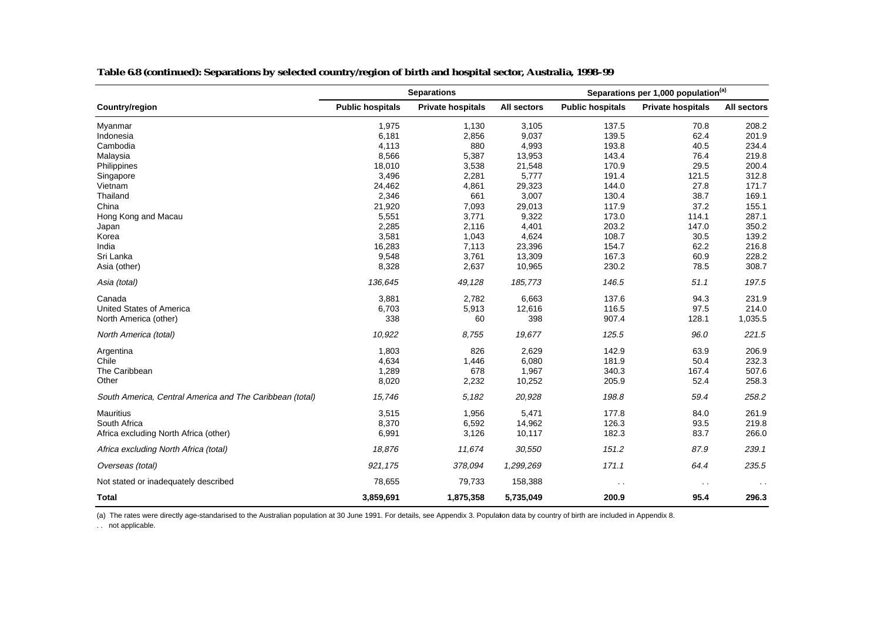**Table 6.8 (continued): Separations by selected country/region of birth and hospital sector, Australia, 1998–99**

| | Separations | | | Separations per 1,000 population[(a)] | | |
|---|---|---|---|---|---|---|
| Country/region | Public hospitals | Private hospitals | All sectors | Public hospitals | Private hospitals | All sectors |
| Myanmar | 1,975 | 1,130 | 3,105 | 137.5 | 70.8 | 208.2 |
| Indonesia | 6,181 | 2,856 | 9,037 | 139.5 | 62.4 | 201.9 |
| Cambodia | 4,113 | 880 | 4,993 | 193.8 | 40.5 | 234.4 |
| Malaysia | 8,566 | 5,387 | 13,953 | 143.4 | 76.4 | 219.8 |
| Philippines | 18,010 | 3,538 | 21,548 | 170.9 | 29.5 | 200.4 |
| Singapore | 3,496 | 2,281 | 5,777 | 191.4 | 121.5 | 312.8 |
| Vietnam | 24,462 | 4,861 | 29,323 | 144.0 | 27.8 | 171.7 |
| Thailand | 2,346 | 661 | 3,007 | 130.4 | 38.7 | 169.1 |
| China | 21,920 | 7,093 | 29,013 | 117.9 | 37.2 | 155.1 |
| Hong Kong and Macau | 5,551 | 3,771 | 9,322 | 173.0 | 114.1 | 287.1 |
| Japan | 2,285 | 2,116 | 4,401 | 203.2 | 147.0 | 350.2 |
| Korea | 3,581 | 1,043 | 4,624 | 108.7 | 30.5 | 139.2 |
| India | 16,283 | 7,113 | 23,396 | 154.7 | 62.2 | 216.8 |
| Sri Lanka | 9,548 | 3,761 | 13,309 | 167.3 | 60.9 | 228.2 |
| Asia (other) | 8,328 | 2,637 | 10,965 | 230.2 | 78.5 | 308.7 |
| *Asia (total)* | *136,645* | *49,128* | *185,773* | *146.5* | *51.1* | *197.5* |
| Canada | 3,881 | 2,782 | 6,663 | 137.6 | 94.3 | 231.9 |
| United States of America | 6,703 | 5,913 | 12,616 | 116.5 | 97.5 | 214.0 |
| North America (other) | 338 | 60 | 398 | 907.4 | 128.1 | 1,035.5 |
| *North America (total)* | *10,922* | *8,755* | *19,677* | *125.5* | *96.0* | *221.5* |
| Argentina | 1,803 | 826 | 2,629 | 142.9 | 63.9 | 206.9 |
| Chile | 4,634 | 1,446 | 6,080 | 181.9 | 50.4 | 232.3 |
| The Caribbean | 1,289 | 678 | 1,967 | 340.3 | 167.4 | 507.6 |
| Other | 8,020 | 2,232 | 10,252 | 205.9 | 52.4 | 258.3 |
| *South America, Central America and The Caribbean (total)* | *15,746* | *5,182* | *20,928* | *198.8* | *59.4* | *258.2* |
| Mauritius | 3,515 | 1,956 | 5,471 | 177.8 | 84.0 | 261.9 |
| South Africa | 8,370 | 6,592 | 14,962 | 126.3 | 93.5 | 219.8 |
| Africa excluding North Africa (other) | 6,991 | 3,126 | 10,117 | 182.3 | 83.7 | 266.0 |
| *Africa excluding North Africa (total)* | *18,876* | *11,674* | *30,550* | *151.2* | *87.9* | *239.1* |
| *Overseas (total)* | *921,175* | *378,094* | *1,299,269* | *171.1* | *64.4* | *235.5* |
| Not stated or inadequately described | 78,655 | 79,733 | 158,388 | . . | . . | . . |
| **Total** | **3,859,691** | **1,875,358** | **5,735,049** | **200.9** | **95.4** | **296.3** |

(a) The rates were directly age-standarised to the Australian population at 30 June 1991. For details, see Appendix 3. Population data by country of birth are included in Appendix 8.

. . not applicable.